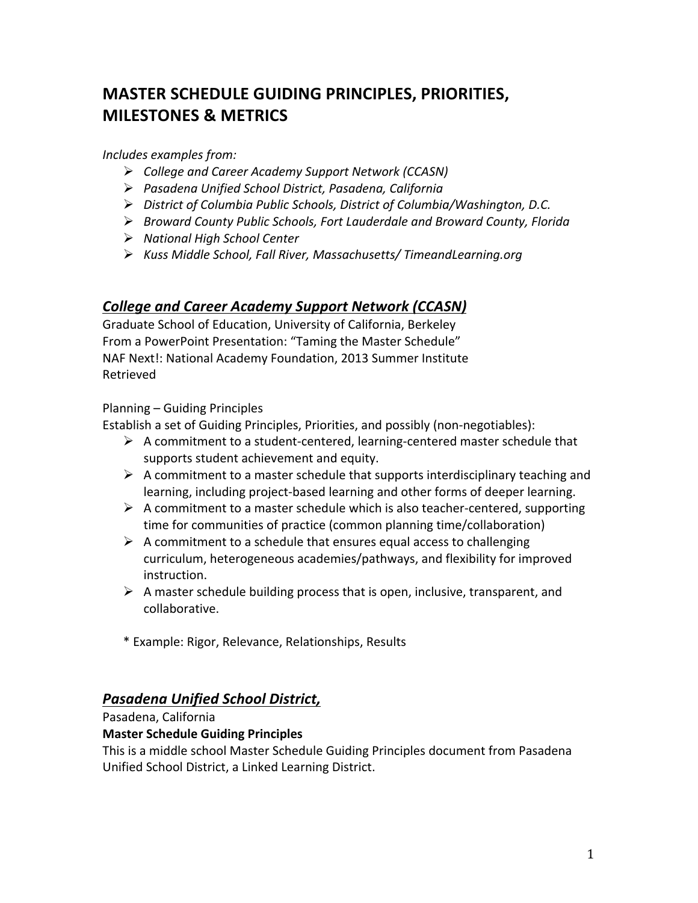# MASTER SCHEDULE GUIDING PRINCIPLES, PRIORITIES, MILESTONES & METRICS

*Includes examples from:*

- *College and Career Academy Support Network (CCASN)*
- *Pasadena Unified School District, Pasadena, California*
- *District of Columbia Public Schools, District of Columbia/Washington, D.C.*
- *Broward County Public Schools, Fort Lauderdale and Broward County, Florida*
- *National High School Center*
- *Kuss Middle School, Fall River, Massachusetts/ TimeandLearning.org*

## ***College and Career Academy Support Network (CCASN)***

Graduate School of Education, University of California, Berkeley
From a PowerPoint Presentation: "Taming the Master Schedule"
NAF Next!: National Academy Foundation, 2013 Summer Institute
Retrieved

Planning – Guiding Principles
Establish a set of Guiding Principles, Priorities, and possibly (non-negotiables):

- A commitment to a student-centered, learning-centered master schedule that supports student achievement and equity.
- A commitment to a master schedule that supports interdisciplinary teaching and learning, including project-based learning and other forms of deeper learning.
- A commitment to a master schedule which is also teacher-centered, supporting time for communities of practice (common planning time/collaboration)
- A commitment to a schedule that ensures equal access to challenging curriculum, heterogeneous academies/pathways, and flexibility for improved instruction.
- A master schedule building process that is open, inclusive, transparent, and collaborative.

\* Example: Rigor, Relevance, Relationships, Results

## ***Pasadena Unified School District,***

Pasadena, California

**Master Schedule Guiding Principles**

This is a middle school Master Schedule Guiding Principles document from Pasadena Unified School District, a Linked Learning District.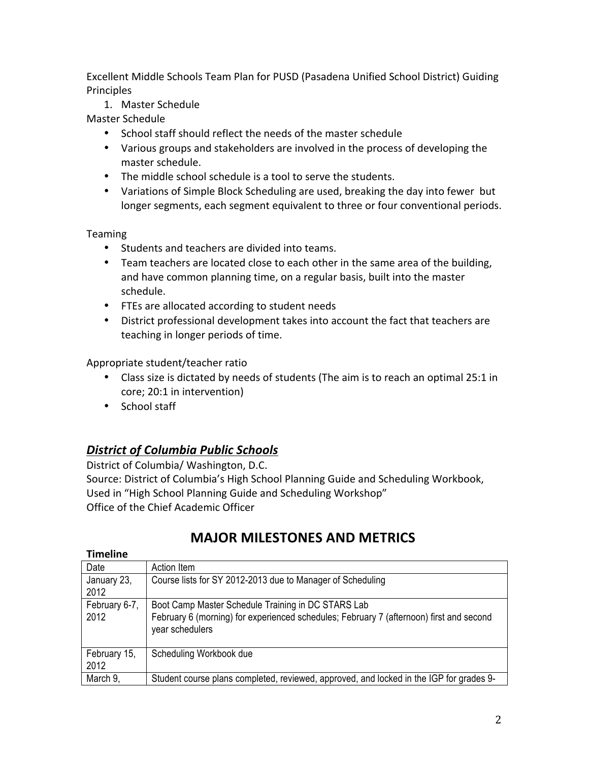Excellent Middle Schools Team Plan for PUSD (Pasadena Unified School District) Guiding Principles

1. Master Schedule

Master Schedule

- School staff should reflect the needs of the master schedule
- Various groups and stakeholders are involved in the process of developing the master schedule.
- The middle school schedule is a tool to serve the students.
- Variations of Simple Block Scheduling are used, breaking the day into fewer but longer segments, each segment equivalent to three or four conventional periods.

Teaming

- Students and teachers are divided into teams.
- Team teachers are located close to each other in the same area of the building, and have common planning time, on a regular basis, built into the master schedule.
- FTEs are allocated according to student needs
- District professional development takes into account the fact that teachers are teaching in longer periods of time.

Appropriate student/teacher ratio

- Class size is dictated by needs of students (The aim is to reach an optimal 25:1 in core; 20:1 in intervention)
- School staff

## ***District of Columbia Public Schools***

District of Columbia/ Washington, D.C.
Source: District of Columbia's High School Planning Guide and Scheduling Workbook, Used in "High School Planning Guide and Scheduling Workshop"
Office of the Chief Academic Officer

# MAJOR MILESTONES AND METRICS

**Timeline**

| Date | Action Item |
|---|---|
| January 23, 2012 | Course lists for SY 2012-2013 due to Manager of Scheduling |
| February 6-7, 2012 | Boot Camp Master Schedule Training in DC STARS Lab<br>February 6 (morning) for experienced schedules; February 7 (afternoon) first and second year schedulers |
| February 15, 2012 | Scheduling Workbook due |
| March 9, | Student course plans completed, reviewed, approved, and locked in the IGP for grades 9- |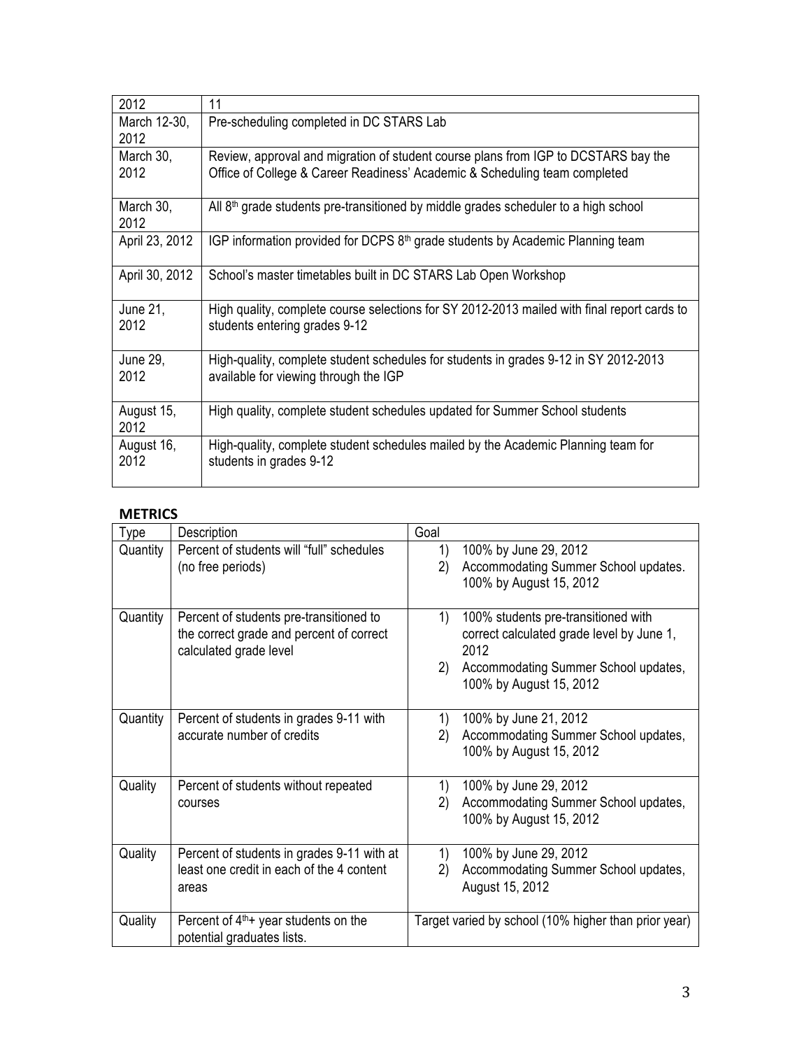| 2012 | 11 |
|---|---|
| March 12-30, 2012 | Pre-scheduling completed in DC STARS Lab |
| March 30, 2012 | Review, approval and migration of student course plans from IGP to DCSTARS bay the Office of College & Career Readiness' Academic & Scheduling team completed |
| March 30, 2012 | All 8th grade students pre-transitioned by middle grades scheduler to a high school |
| April 23, 2012 | IGP information provided for DCPS 8th grade students by Academic Planning team |
| April 30, 2012 | School's master timetables built in DC STARS Lab Open Workshop |
| June 21, 2012 | High quality, complete course selections for SY 2012-2013 mailed with final report cards to students entering grades 9-12 |
| June 29, 2012 | High-quality, complete student schedules for students in grades 9-12 in SY 2012-2013 available for viewing through the IGP |
| August 15, 2012 | High quality, complete student schedules updated for Summer School students |
| August 16, 2012 | High-quality, complete student schedules mailed by the Academic Planning team for students in grades 9-12 |

**METRICS**

| Type | Description | Goal |
|---|---|---|
| Quantity | Percent of students will "full" schedules (no free periods) | 1) 100% by June 29, 2012<br>2) Accommodating Summer School updates. 100% by August 15, 2012 |
| Quantity | Percent of students pre-transitioned to the correct grade and percent of correct calculated grade level | 1) 100% students pre-transitioned with correct calculated grade level by June 1, 2012<br>2) Accommodating Summer School updates, 100% by August 15, 2012 |
| Quantity | Percent of students in grades 9-11 with accurate number of credits | 1) 100% by June 21, 2012<br>2) Accommodating Summer School updates, 100% by August 15, 2012 |
| Quality | Percent of students without repeated courses | 1) 100% by June 29, 2012<br>2) Accommodating Summer School updates, 100% by August 15, 2012 |
| Quality | Percent of students in grades 9-11 with at least one credit in each of the 4 content areas | 1) 100% by June 29, 2012<br>2) Accommodating Summer School updates, August 15, 2012 |
| Quality | Percent of 4th+ year students on the potential graduates lists. | Target varied by school (10% higher than prior year) |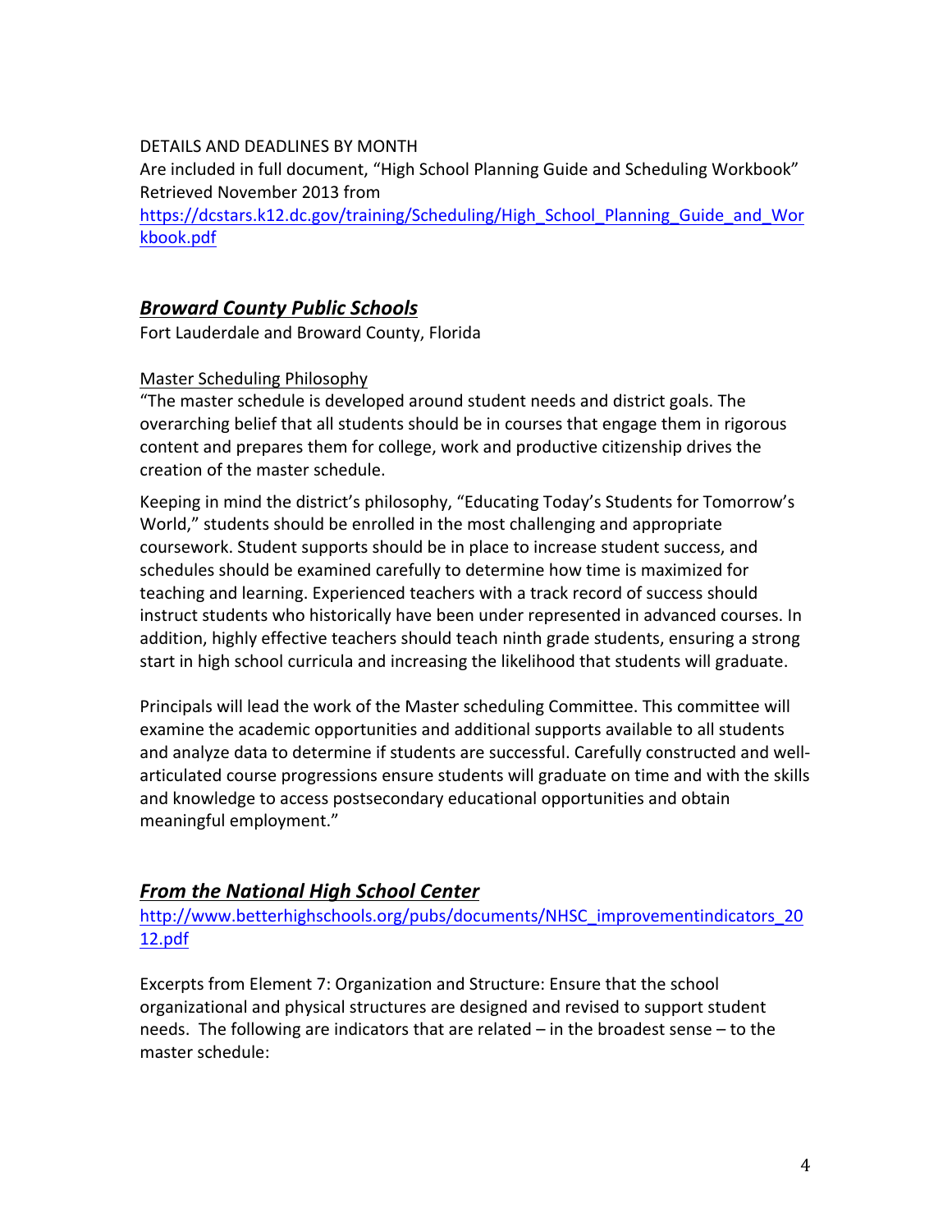DETAILS AND DEADLINES BY MONTH

Are included in full document, "High School Planning Guide and Scheduling Workbook" Retrieved November 2013 from https://dcstars.k12.dc.gov/training/Scheduling/High_School_Planning_Guide_and_Workbook.pdf

## ***Broward County Public Schools***

Fort Lauderdale and Broward County, Florida

Master Scheduling Philosophy

"The master schedule is developed around student needs and district goals. The overarching belief that all students should be in courses that engage them in rigorous content and prepares them for college, work and productive citizenship drives the creation of the master schedule.

Keeping in mind the district's philosophy, "Educating Today's Students for Tomorrow's World," students should be enrolled in the most challenging and appropriate coursework. Student supports should be in place to increase student success, and schedules should be examined carefully to determine how time is maximized for teaching and learning. Experienced teachers with a track record of success should instruct students who historically have been under represented in advanced courses. In addition, highly effective teachers should teach ninth grade students, ensuring a strong start in high school curricula and increasing the likelihood that students will graduate.

Principals will lead the work of the Master scheduling Committee. This committee will examine the academic opportunities and additional supports available to all students and analyze data to determine if students are successful. Carefully constructed and well-articulated course progressions ensure students will graduate on time and with the skills and knowledge to access postsecondary educational opportunities and obtain meaningful employment."

## ***From the National High School Center***

http://www.betterhighschools.org/pubs/documents/NHSC_improvementindicators_2012.pdf

Excerpts from Element 7: Organization and Structure: Ensure that the school organizational and physical structures are designed and revised to support student needs. The following are indicators that are related – in the broadest sense – to the master schedule: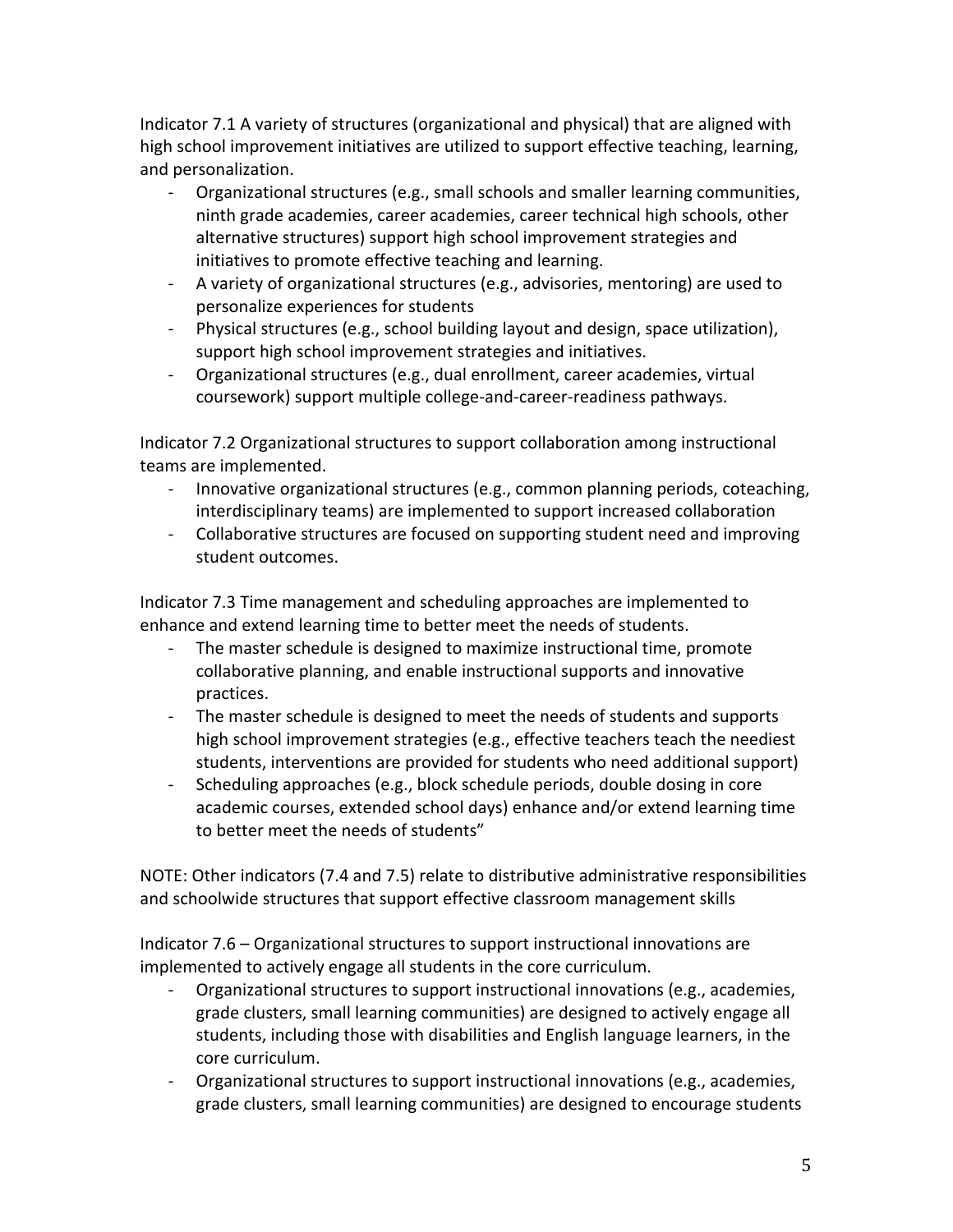Indicator 7.1 A variety of structures (organizational and physical) that are aligned with high school improvement initiatives are utilized to support effective teaching, learning, and personalization.

- Organizational structures (e.g., small schools and smaller learning communities, ninth grade academies, career academies, career technical high schools, other alternative structures) support high school improvement strategies and initiatives to promote effective teaching and learning.
- A variety of organizational structures (e.g., advisories, mentoring) are used to personalize experiences for students
- Physical structures (e.g., school building layout and design, space utilization), support high school improvement strategies and initiatives.
- Organizational structures (e.g., dual enrollment, career academies, virtual coursework) support multiple college-and-career-readiness pathways.

Indicator 7.2 Organizational structures to support collaboration among instructional teams are implemented.

- Innovative organizational structures (e.g., common planning periods, coteaching, interdisciplinary teams) are implemented to support increased collaboration
- Collaborative structures are focused on supporting student need and improving student outcomes.

Indicator 7.3 Time management and scheduling approaches are implemented to enhance and extend learning time to better meet the needs of students.

- The master schedule is designed to maximize instructional time, promote collaborative planning, and enable instructional supports and innovative practices.
- The master schedule is designed to meet the needs of students and supports high school improvement strategies (e.g., effective teachers teach the neediest students, interventions are provided for students who need additional support)
- Scheduling approaches (e.g., block schedule periods, double dosing in core academic courses, extended school days) enhance and/or extend learning time to better meet the needs of students"

NOTE: Other indicators (7.4 and 7.5) relate to distributive administrative responsibilities and schoolwide structures that support effective classroom management skills

Indicator 7.6 – Organizational structures to support instructional innovations are implemented to actively engage all students in the core curriculum.

- Organizational structures to support instructional innovations (e.g., academies, grade clusters, small learning communities) are designed to actively engage all students, including those with disabilities and English language learners, in the core curriculum.
- Organizational structures to support instructional innovations (e.g., academies, grade clusters, small learning communities) are designed to encourage students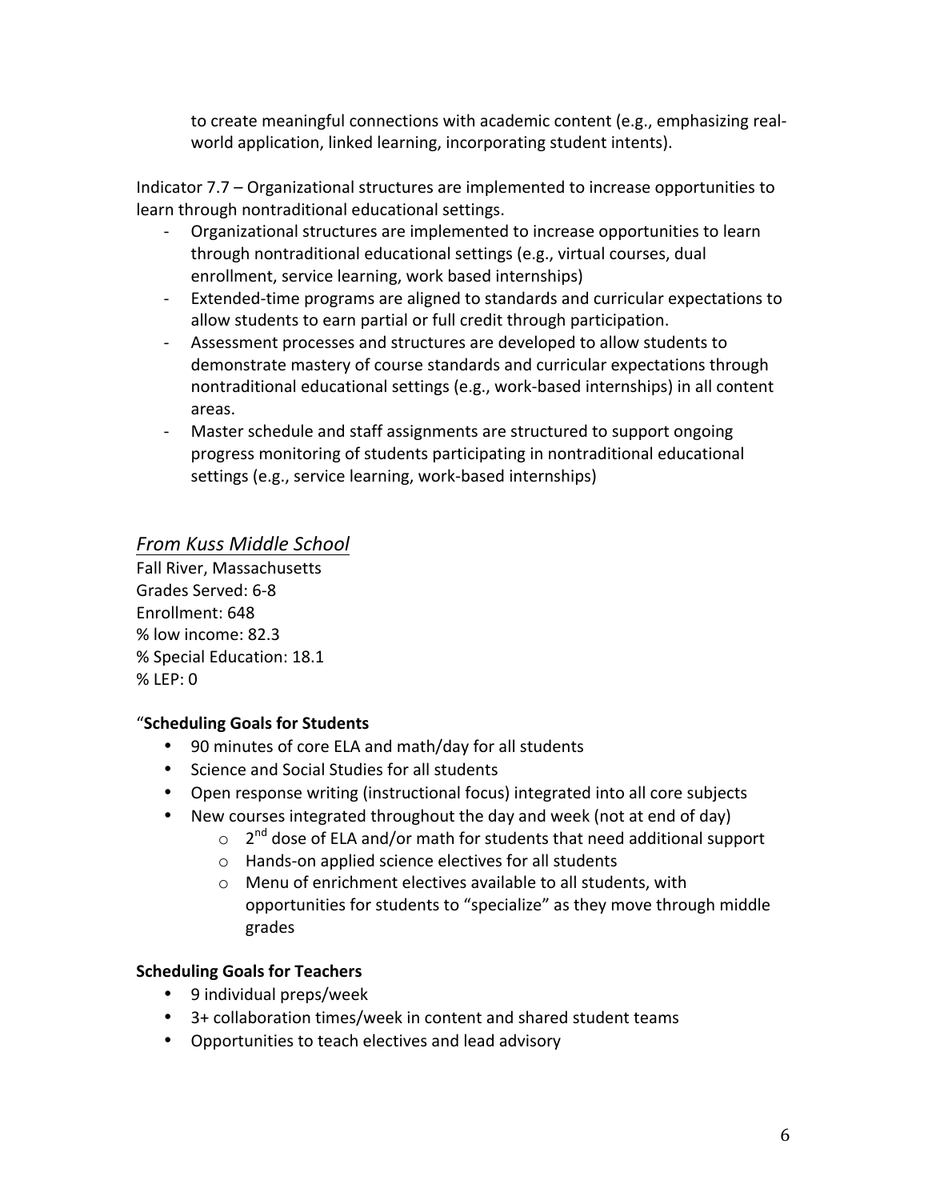to create meaningful connections with academic content (e.g., emphasizing real-world application, linked learning, incorporating student intents).

Indicator 7.7 – Organizational structures are implemented to increase opportunities to learn through nontraditional educational settings.

- Organizational structures are implemented to increase opportunities to learn through nontraditional educational settings (e.g., virtual courses, dual enrollment, service learning, work based internships)
- Extended-time programs are aligned to standards and curricular expectations to allow students to earn partial or full credit through participation.
- Assessment processes and structures are developed to allow students to demonstrate mastery of course standards and curricular expectations through nontraditional educational settings (e.g., work-based internships) in all content areas.
- Master schedule and staff assignments are structured to support ongoing progress monitoring of students participating in nontraditional educational settings (e.g., service learning, work-based internships)

## *From Kuss Middle School*

Fall River, Massachusetts
Grades Served: 6-8
Enrollment: 648
% low income: 82.3
% Special Education: 18.1
% LEP: 0

"**Scheduling Goals for Students**

- 90 minutes of core ELA and math/day for all students
- Science and Social Studies for all students
- Open response writing (instructional focus) integrated into all core subjects
- New courses integrated throughout the day and week (not at end of day)
  - 2nd dose of ELA and/or math for students that need additional support
  - Hands-on applied science electives for all students
  - Menu of enrichment electives available to all students, with opportunities for students to "specialize" as they move through middle grades

**Scheduling Goals for Teachers**

- 9 individual preps/week
- 3+ collaboration times/week in content and shared student teams
- Opportunities to teach electives and lead advisory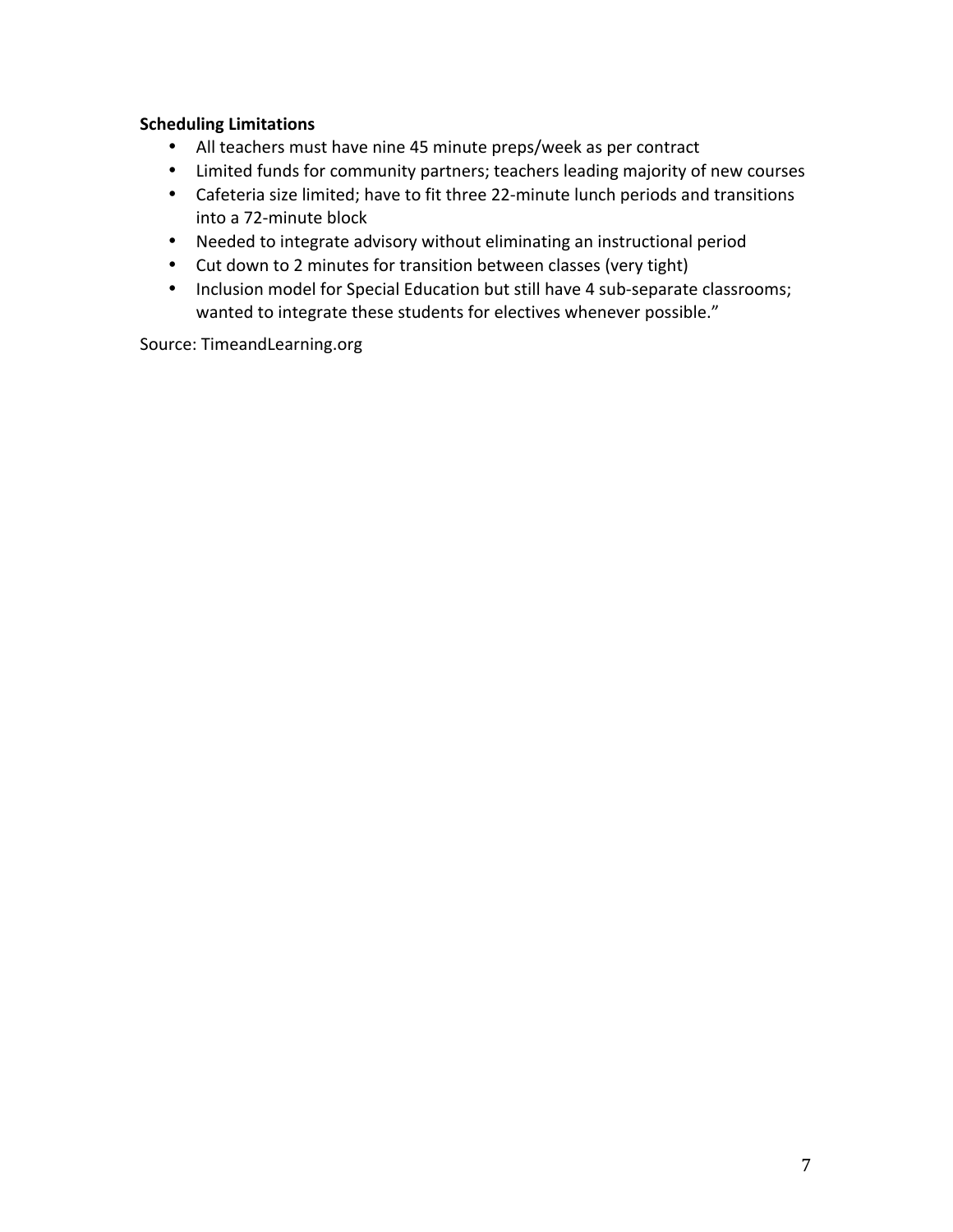**Scheduling Limitations**

- All teachers must have nine 45 minute preps/week as per contract
- Limited funds for community partners; teachers leading majority of new courses
- Cafeteria size limited; have to fit three 22-minute lunch periods and transitions into a 72-minute block
- Needed to integrate advisory without eliminating an instructional period
- Cut down to 2 minutes for transition between classes (very tight)
- Inclusion model for Special Education but still have 4 sub-separate classrooms; wanted to integrate these students for electives whenever possible."

Source: TimeandLearning.org